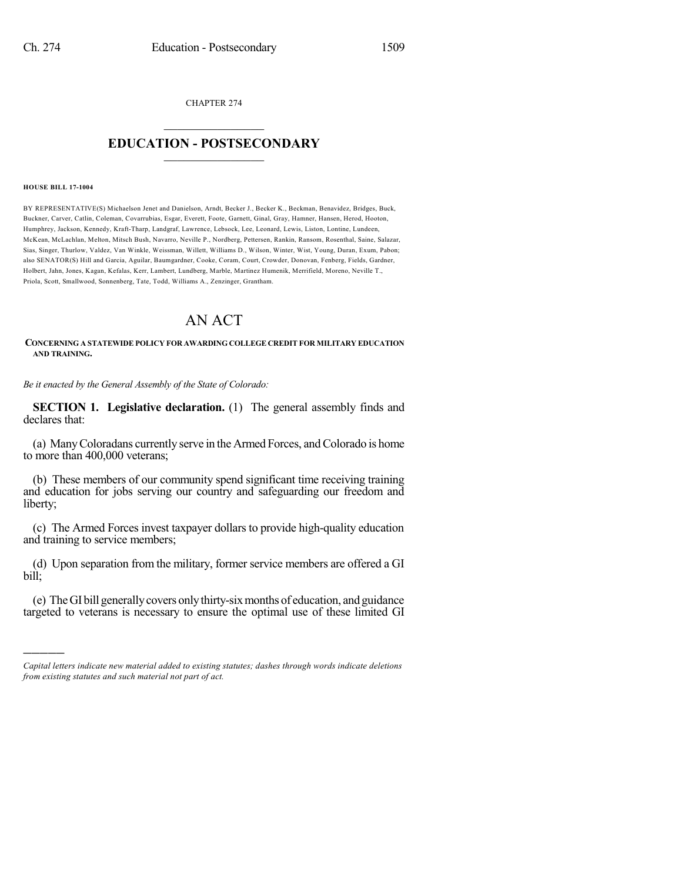CHAPTER 274

# EDUCATION - POSTSECONDARY

**HOUSE BILL 17-1004**

BY REPRESENTATIVE(S) Michaelson Jenet and Danielson, Arndt, Becker J., Becker K., Beckman, Benavidez, Bridges, Buck, Buckner, Carver, Catlin, Coleman, Covarrubias, Esgar, Everett, Foote, Garnett, Ginal, Gray, Hamner, Hansen, Herod, Hooton, Humphrey, Jackson, Kennedy, Kraft-Tharp, Landgraf, Lawrence, Lebsock, Lee, Leonard, Lewis, Liston, Lontine, Lundeen, McKean, McLachlan, Melton, Mitsch Bush, Navarro, Neville P., Nordberg, Pettersen, Rankin, Ransom, Rosenthal, Saine, Salazar, Sias, Singer, Thurlow, Valdez, Van Winkle, Weissman, Willett, Williams D., Wilson, Winter, Wist, Young, Duran, Exum, Pabon; also SENATOR(S) Hill and Garcia, Aguilar, Baumgardner, Cooke, Coram, Court, Crowder, Donovan, Fenberg, Fields, Gardner, Holbert, Jahn, Jones, Kagan, Kefalas, Kerr, Lambert, Lundberg, Marble, Martinez Humenik, Merrifield, Moreno, Neville T., Priola, Scott, Smallwood, Sonnenberg, Tate, Todd, Williams A., Zenzinger, Grantham.

# AN ACT

**CONCERNING A STATEWIDE POLICY FOR AWARDING COLLEGE CREDIT FOR MILITARY EDUCATION AND TRAINING.**

*Be it enacted by the General Assembly of the State of Colorado:*

**SECTION 1. Legislative declaration.** (1) The general assembly finds and declares that:

(a) Many Coloradans currently serve in the Armed Forces, and Colorado is home to more than 400,000 veterans;

(b) These members of our community spend significant time receiving training and education for jobs serving our country and safeguarding our freedom and liberty;

(c) The Armed Forces invest taxpayer dollars to provide high-quality education and training to service members;

(d) Upon separation from the military, former service members are offered a GI bill;

(e) The GI bill generally covers only thirty-six months of education, and guidance targeted to veterans is necessary to ensure the optimal use of these limited GI

---

*Capital letters indicate new material added to existing statutes; dashes through words indicate deletions from existing statutes and such material not part of act.*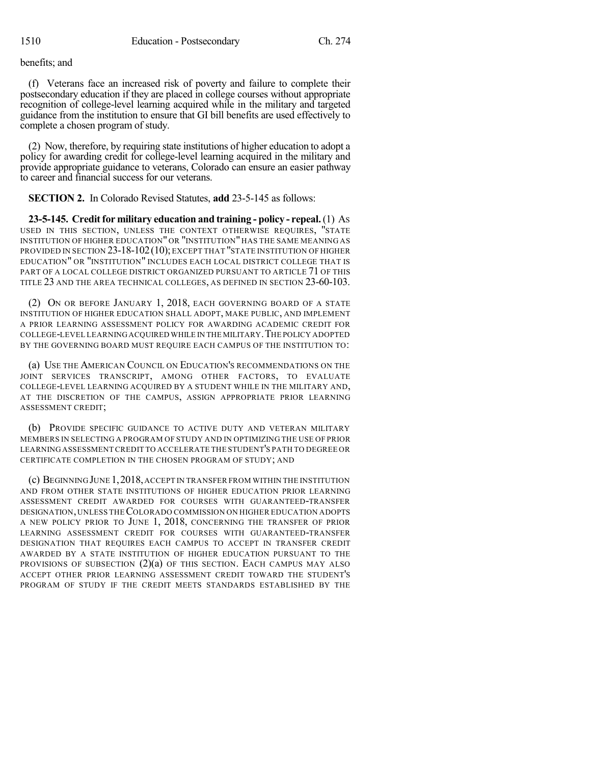benefits; and

(f) Veterans face an increased risk of poverty and failure to complete their postsecondary education if they are placed in college courses without appropriate recognition of college-level learning acquired while in the military and targeted guidance from the institution to ensure that GI bill benefits are used effectively to complete a chosen program of study.

(2) Now, therefore, by requiring state institutions of higher education to adopt a policy for awarding credit for college-level learning acquired in the military and provide appropriate guidance to veterans, Colorado can ensure an easier pathway to career and financial success for our veterans.

**SECTION 2.** In Colorado Revised Statutes, **add** 23-5-145 as follows:

**23-5-145. Credit for military education and training - policy - repeal.** (1) AS USED IN THIS SECTION, UNLESS THE CONTEXT OTHERWISE REQUIRES, "STATE INSTITUTION OF HIGHER EDUCATION" OR "INSTITUTION" HAS THE SAME MEANING AS PROVIDED IN SECTION 23-18-102 (10); EXCEPT THAT "STATE INSTITUTION OF HIGHER EDUCATION" OR "INSTITUTION" INCLUDES EACH LOCAL DISTRICT COLLEGE THAT IS PART OF A LOCAL COLLEGE DISTRICT ORGANIZED PURSUANT TO ARTICLE 71 OF THIS TITLE 23 AND THE AREA TECHNICAL COLLEGES, AS DEFINED IN SECTION 23-60-103.

(2) ON OR BEFORE JANUARY 1, 2018, EACH GOVERNING BOARD OF A STATE INSTITUTION OF HIGHER EDUCATION SHALL ADOPT, MAKE PUBLIC, AND IMPLEMENT A PRIOR LEARNING ASSESSMENT POLICY FOR AWARDING ACADEMIC CREDIT FOR COLLEGE-LEVEL LEARNING ACQUIRED WHILE IN THE MILITARY. THE POLICY ADOPTED BY THE GOVERNING BOARD MUST REQUIRE EACH CAMPUS OF THE INSTITUTION TO:

(a) USE THE AMERICAN COUNCIL ON EDUCATION'S RECOMMENDATIONS ON THE JOINT SERVICES TRANSCRIPT, AMONG OTHER FACTORS, TO EVALUATE COLLEGE-LEVEL LEARNING ACQUIRED BY A STUDENT WHILE IN THE MILITARY AND, AT THE DISCRETION OF THE CAMPUS, ASSIGN APPROPRIATE PRIOR LEARNING ASSESSMENT CREDIT;

(b) PROVIDE SPECIFIC GUIDANCE TO ACTIVE DUTY AND VETERAN MILITARY MEMBERS IN SELECTING A PROGRAM OF STUDY AND IN OPTIMIZING THE USE OF PRIOR LEARNING ASSESSMENT CREDIT TO ACCELERATE THE STUDENT'S PATH TO DEGREE OR CERTIFICATE COMPLETION IN THE CHOSEN PROGRAM OF STUDY; AND

(c) BEGINNING JUNE 1, 2018, ACCEPT IN TRANSFER FROM WITHIN THE INSTITUTION AND FROM OTHER STATE INSTITUTIONS OF HIGHER EDUCATION PRIOR LEARNING ASSESSMENT CREDIT AWARDED FOR COURSES WITH GUARANTEED-TRANSFER DESIGNATION, UNLESS THE COLORADO COMMISSION ON HIGHER EDUCATION ADOPTS A NEW POLICY PRIOR TO JUNE 1, 2018, CONCERNING THE TRANSFER OF PRIOR LEARNING ASSESSMENT CREDIT FOR COURSES WITH GUARANTEED-TRANSFER DESIGNATION THAT REQUIRES EACH CAMPUS TO ACCEPT IN TRANSFER CREDIT AWARDED BY A STATE INSTITUTION OF HIGHER EDUCATION PURSUANT TO THE PROVISIONS OF SUBSECTION (2)(a) OF THIS SECTION. EACH CAMPUS MAY ALSO ACCEPT OTHER PRIOR LEARNING ASSESSMENT CREDIT TOWARD THE STUDENT'S PROGRAM OF STUDY IF THE CREDIT MEETS STANDARDS ESTABLISHED BY THE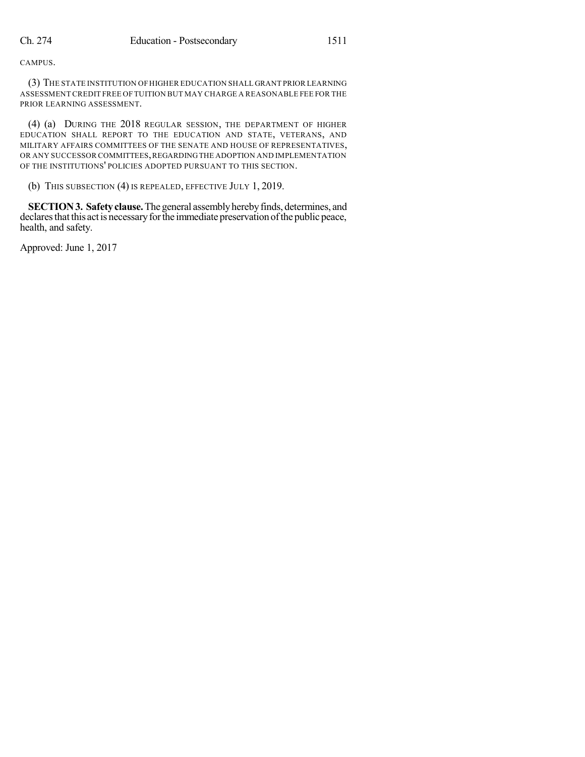CAMPUS.

(3) THE STATE INSTITUTION OF HIGHER EDUCATION SHALL GRANT PRIOR LEARNING ASSESSMENT CREDIT FREE OF TUITION BUT MAY CHARGE A REASONABLE FEE FOR THE PRIOR LEARNING ASSESSMENT.

(4) (a) DURING THE 2018 REGULAR SESSION, THE DEPARTMENT OF HIGHER EDUCATION SHALL REPORT TO THE EDUCATION AND STATE, VETERANS, AND MILITARY AFFAIRS COMMITTEES OF THE SENATE AND HOUSE OF REPRESENTATIVES, OR ANY SUCCESSOR COMMITTEES, REGARDING THE ADOPTION AND IMPLEMENTATION OF THE INSTITUTIONS' POLICIES ADOPTED PURSUANT TO THIS SECTION.

(b) THIS SUBSECTION (4) IS REPEALED, EFFECTIVE JULY 1, 2019.

**SECTION 3. Safety clause.** The general assembly hereby finds, determines, and declares that this act is necessary for the immediate preservation of the public peace, health, and safety.

Approved: June 1, 2017